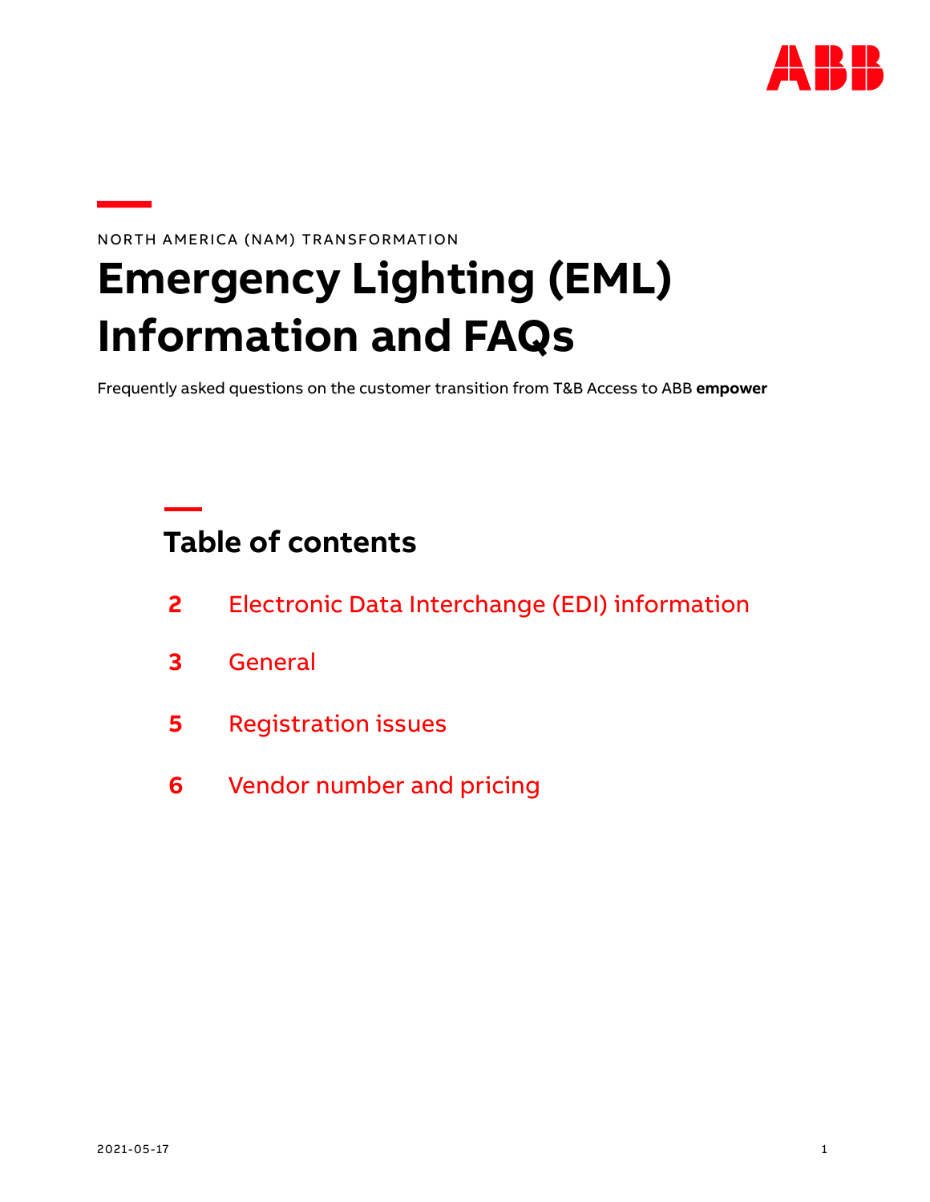NORTH AMERICA (NAM) TRANSFORMATION

# Emergency Lighting (EML) Information and FAQs

Frequently asked questions on the customer transition from T&B Access to ABB **empower**

## Table of contents

| | |
|---|---|
| **2** | Electronic Data Interchange (EDI) information |
| **3** | General |
| **5** | Registration issues |
| **6** | Vendor number and pricing |

2021-05-17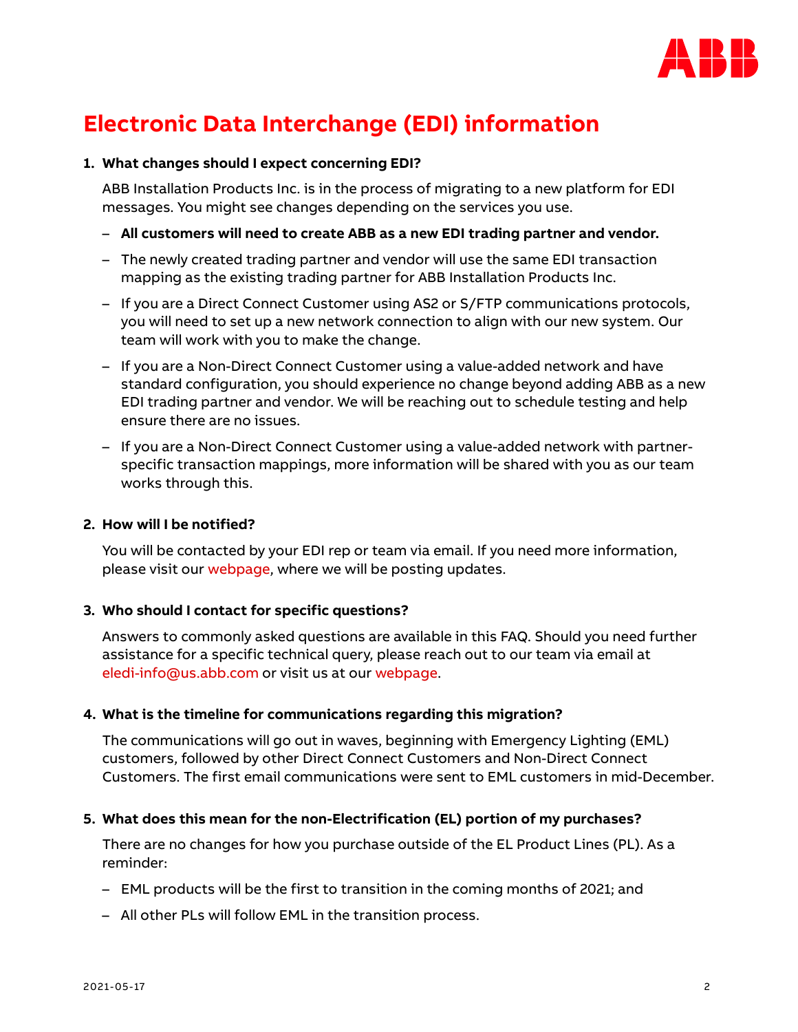# Electronic Data Interchange (EDI) information

1. **What changes should I expect concerning EDI?**

   ABB Installation Products Inc. is in the process of migrating to a new platform for EDI messages. You might see changes depending on the services you use.

   – **All customers will need to create ABB as a new EDI trading partner and vendor.**

   – The newly created trading partner and vendor will use the same EDI transaction mapping as the existing trading partner for ABB Installation Products Inc.

   – If you are a Direct Connect Customer using AS2 or S/FTP communications protocols, you will need to set up a new network connection to align with our new system. Our team will work with you to make the change.

   – If you are a Non-Direct Connect Customer using a value-added network and have standard configuration, you should experience no change beyond adding ABB as a new EDI trading partner and vendor. We will be reaching out to schedule testing and help ensure there are no issues.

   – If you are a Non-Direct Connect Customer using a value-added network with partner-specific transaction mappings, more information will be shared with you as our team works through this.

2. **How will I be notified?**

   You will be contacted by your EDI rep or team via email. If you need more information, please visit our webpage, where we will be posting updates.

3. **Who should I contact for specific questions?**

   Answers to commonly asked questions are available in this FAQ. Should you need further assistance for a specific technical query, please reach out to our team via email at eledi-info@us.abb.com or visit us at our webpage.

4. **What is the timeline for communications regarding this migration?**

   The communications will go out in waves, beginning with Emergency Lighting (EML) customers, followed by other Direct Connect Customers and Non-Direct Connect Customers. The first email communications were sent to EML customers in mid-December.

5. **What does this mean for the non-Electrification (EL) portion of my purchases?**

   There are no changes for how you purchase outside of the EL Product Lines (PL). As a reminder:

   – EML products will be the first to transition in the coming months of 2021; and

   – All other PLs will follow EML in the transition process.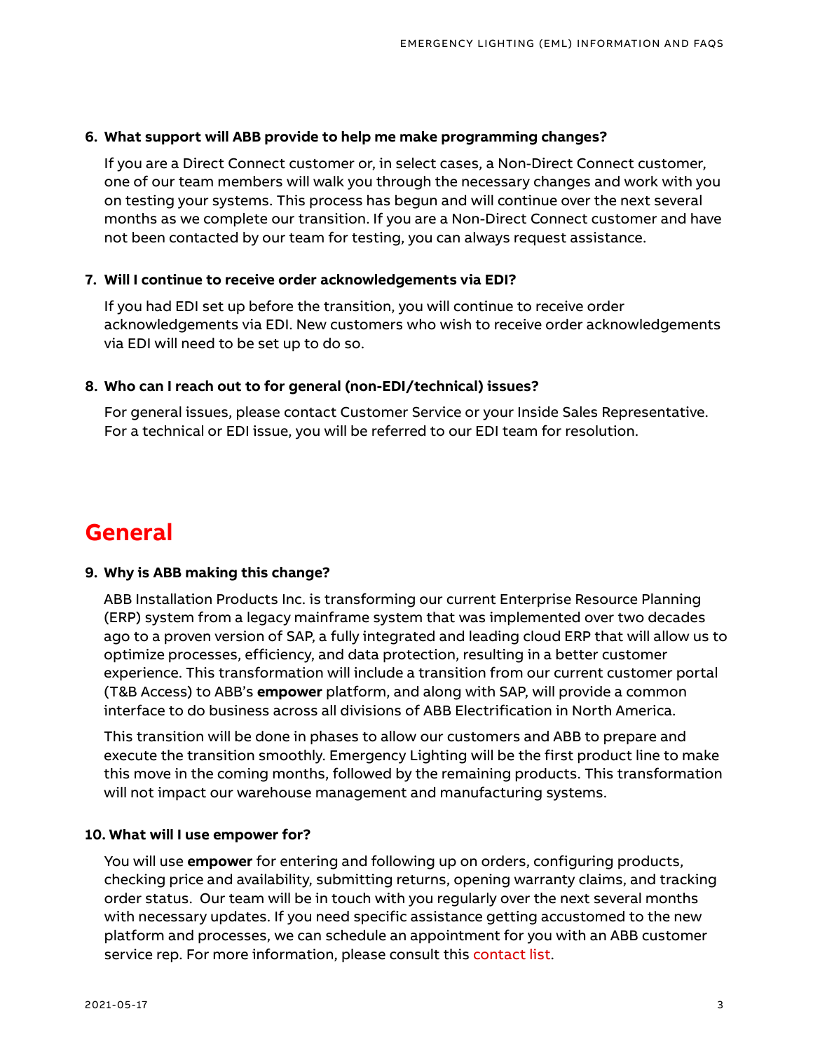**6. What support will ABB provide to help me make programming changes?**

If you are a Direct Connect customer or, in select cases, a Non-Direct Connect customer, one of our team members will walk you through the necessary changes and work with you on testing your systems. This process has begun and will continue over the next several months as we complete our transition. If you are a Non-Direct Connect customer and have not been contacted by our team for testing, you can always request assistance.

**7. Will I continue to receive order acknowledgements via EDI?**

If you had EDI set up before the transition, you will continue to receive order acknowledgements via EDI. New customers who wish to receive order acknowledgements via EDI will need to be set up to do so.

**8. Who can I reach out to for general (non-EDI/technical) issues?**

For general issues, please contact Customer Service or your Inside Sales Representative. For a technical or EDI issue, you will be referred to our EDI team for resolution.

## General

**9. Why is ABB making this change?**

ABB Installation Products Inc. is transforming our current Enterprise Resource Planning (ERP) system from a legacy mainframe system that was implemented over two decades ago to a proven version of SAP, a fully integrated and leading cloud ERP that will allow us to optimize processes, efficiency, and data protection, resulting in a better customer experience. This transformation will include a transition from our current customer portal (T&B Access) to ABB's **empower** platform, and along with SAP, will provide a common interface to do business across all divisions of ABB Electrification in North America.

This transition will be done in phases to allow our customers and ABB to prepare and execute the transition smoothly. Emergency Lighting will be the first product line to make this move in the coming months, followed by the remaining products. This transformation will not impact our warehouse management and manufacturing systems.

**10. What will I use empower for?**

You will use **empower** for entering and following up on orders, configuring products, checking price and availability, submitting returns, opening warranty claims, and tracking order status. Our team will be in touch with you regularly over the next several months with necessary updates. If you need specific assistance getting accustomed to the new platform and processes, we can schedule an appointment for you with an ABB customer service rep. For more information, please consult this contact list.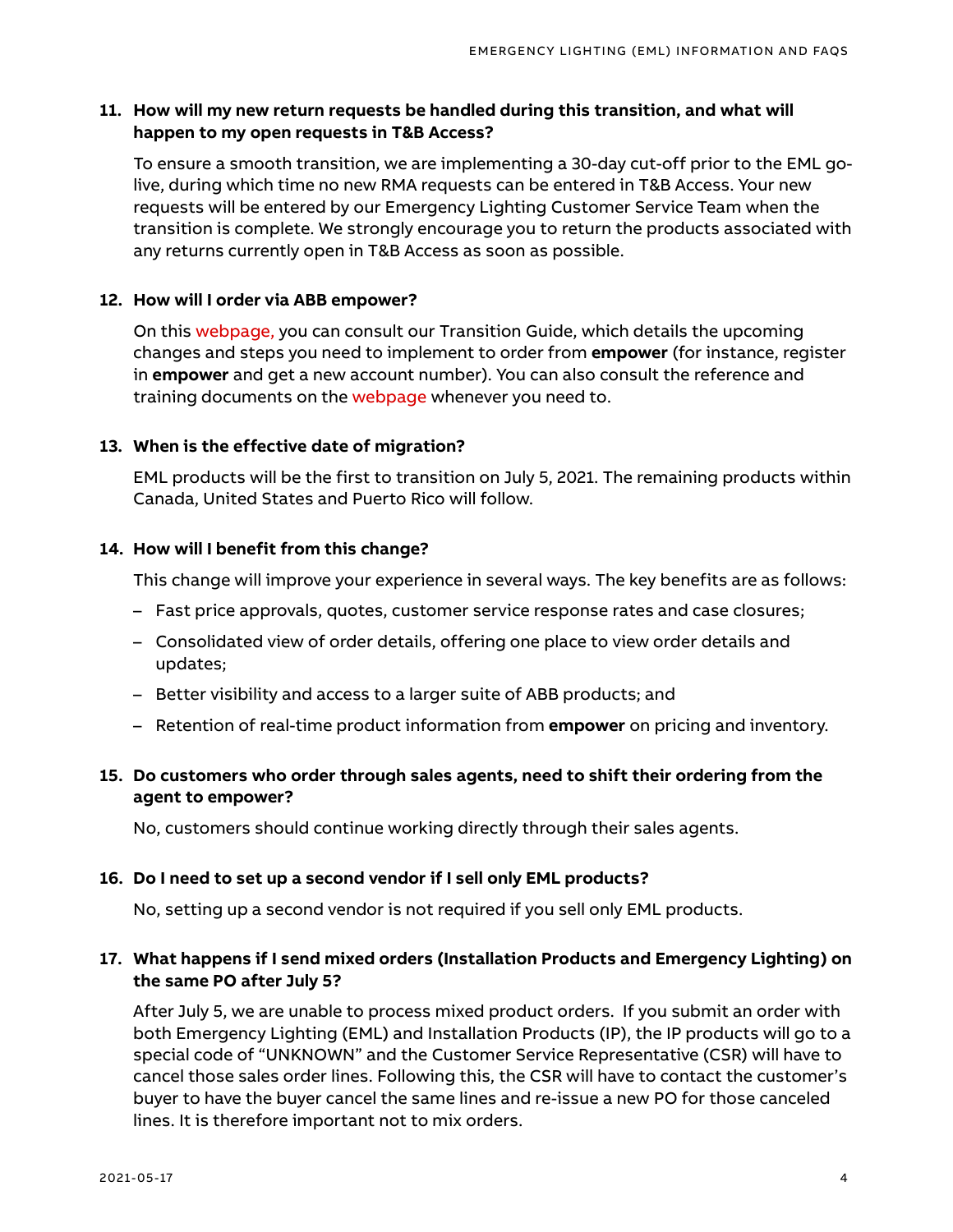**11. How will my new return requests be handled during this transition, and what will happen to my open requests in T&B Access?**

To ensure a smooth transition, we are implementing a 30-day cut-off prior to the EML go-live, during which time no new RMA requests can be entered in T&B Access. Your new requests will be entered by our Emergency Lighting Customer Service Team when the transition is complete. We strongly encourage you to return the products associated with any returns currently open in T&B Access as soon as possible.

**12. How will I order via ABB empower?**

On this webpage, you can consult our Transition Guide, which details the upcoming changes and steps you need to implement to order from **empower** (for instance, register in **empower** and get a new account number). You can also consult the reference and training documents on the webpage whenever you need to.

**13. When is the effective date of migration?**

EML products will be the first to transition on July 5, 2021. The remaining products within Canada, United States and Puerto Rico will follow.

**14. How will I benefit from this change?**

This change will improve your experience in several ways. The key benefits are as follows:

- Fast price approvals, quotes, customer service response rates and case closures;
- Consolidated view of order details, offering one place to view order details and updates;
- Better visibility and access to a larger suite of ABB products; and
- Retention of real-time product information from **empower** on pricing and inventory.

**15. Do customers who order through sales agents, need to shift their ordering from the agent to empower?**

No, customers should continue working directly through their sales agents.

**16. Do I need to set up a second vendor if I sell only EML products?**

No, setting up a second vendor is not required if you sell only EML products.

**17. What happens if I send mixed orders (Installation Products and Emergency Lighting) on the same PO after July 5?**

After July 5, we are unable to process mixed product orders. If you submit an order with both Emergency Lighting (EML) and Installation Products (IP), the IP products will go to a special code of "UNKNOWN" and the Customer Service Representative (CSR) will have to cancel those sales order lines. Following this, the CSR will have to contact the customer's buyer to have the buyer cancel the same lines and re-issue a new PO for those canceled lines. It is therefore important not to mix orders.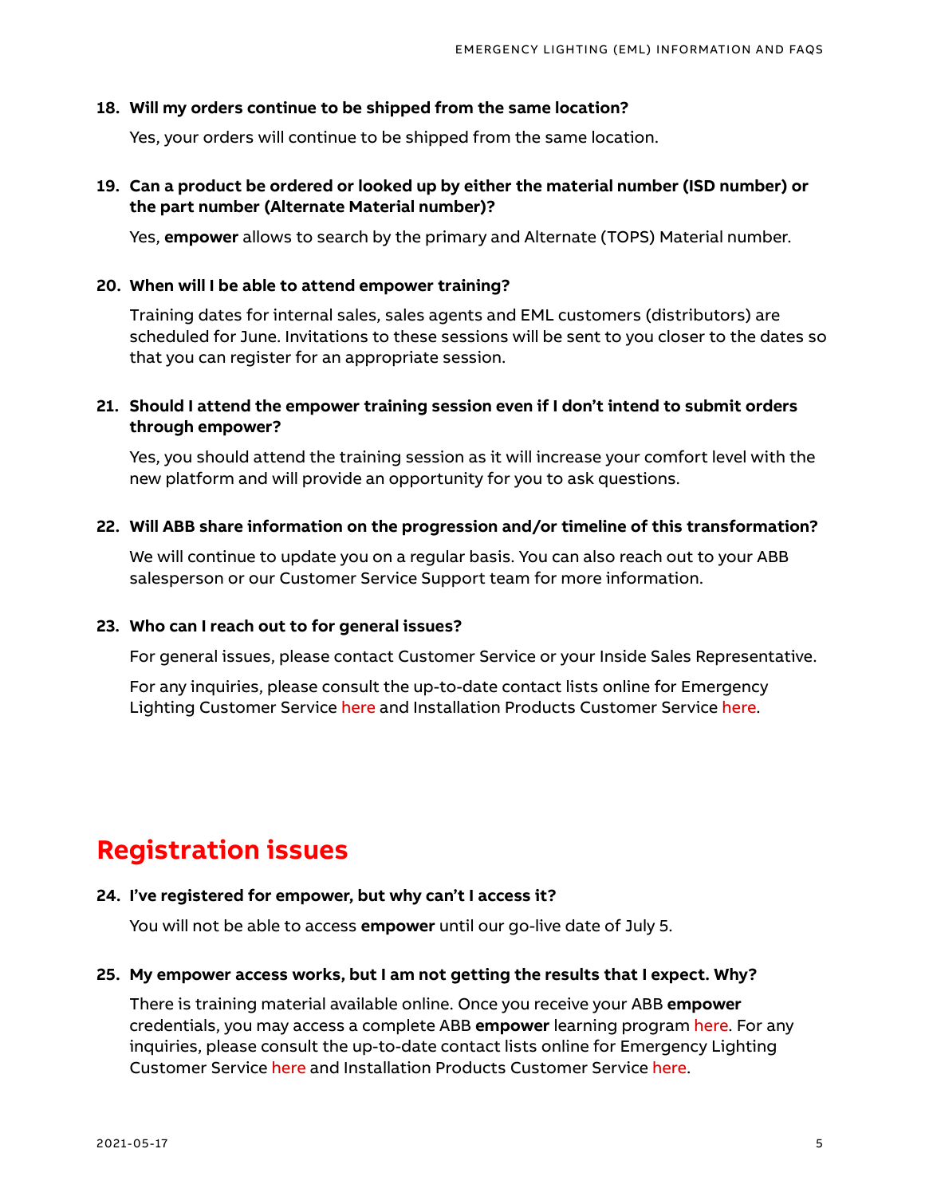**18. Will my orders continue to be shipped from the same location?**

Yes, your orders will continue to be shipped from the same location.

**19. Can a product be ordered or looked up by either the material number (ISD number) or the part number (Alternate Material number)?**

Yes, **empower** allows to search by the primary and Alternate (TOPS) Material number.

**20. When will I be able to attend empower training?**

Training dates for internal sales, sales agents and EML customers (distributors) are scheduled for June. Invitations to these sessions will be sent to you closer to the dates so that you can register for an appropriate session.

**21. Should I attend the empower training session even if I don't intend to submit orders through empower?**

Yes, you should attend the training session as it will increase your comfort level with the new platform and will provide an opportunity for you to ask questions.

**22. Will ABB share information on the progression and/or timeline of this transformation?**

We will continue to update you on a regular basis. You can also reach out to your ABB salesperson or our Customer Service Support team for more information.

**23. Who can I reach out to for general issues?**

For general issues, please contact Customer Service or your Inside Sales Representative.

For any inquiries, please consult the up-to-date contact lists online for Emergency Lighting Customer Service here and Installation Products Customer Service here.

## Registration issues

**24. I've registered for empower, but why can't I access it?**

You will not be able to access **empower** until our go-live date of July 5.

**25. My empower access works, but I am not getting the results that I expect. Why?**

There is training material available online. Once you receive your ABB **empower** credentials, you may access a complete ABB **empower** learning program here. For any inquiries, please consult the up-to-date contact lists online for Emergency Lighting Customer Service here and Installation Products Customer Service here.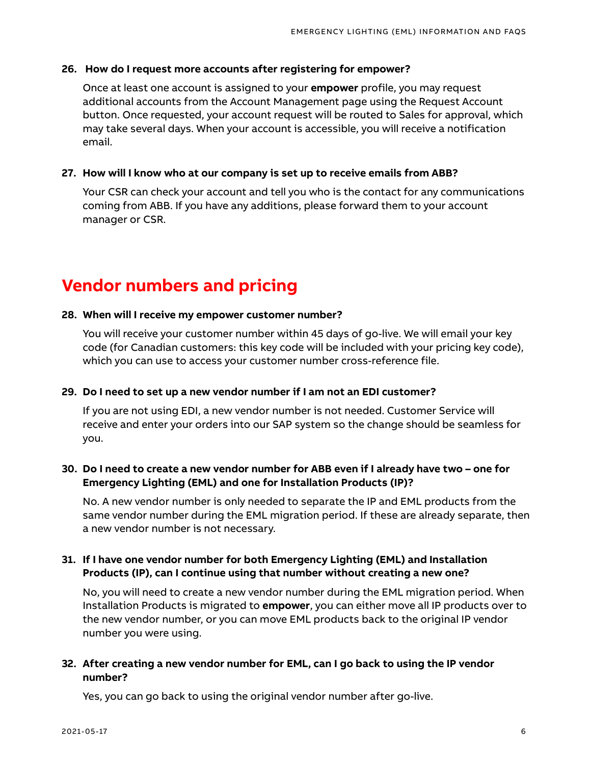**26. How do I request more accounts after registering for empower?**

Once at least one account is assigned to your **empower** profile, you may request additional accounts from the Account Management page using the Request Account button. Once requested, your account request will be routed to Sales for approval, which may take several days. When your account is accessible, you will receive a notification email.

**27. How will I know who at our company is set up to receive emails from ABB?**

Your CSR can check your account and tell you who is the contact for any communications coming from ABB. If you have any additions, please forward them to your account manager or CSR.

## Vendor numbers and pricing

**28. When will I receive my empower customer number?**

You will receive your customer number within 45 days of go-live. We will email your key code (for Canadian customers: this key code will be included with your pricing key code), which you can use to access your customer number cross-reference file.

**29. Do I need to set up a new vendor number if I am not an EDI customer?**

If you are not using EDI, a new vendor number is not needed. Customer Service will receive and enter your orders into our SAP system so the change should be seamless for you.

**30. Do I need to create a new vendor number for ABB even if I already have two – one for Emergency Lighting (EML) and one for Installation Products (IP)?**

No. A new vendor number is only needed to separate the IP and EML products from the same vendor number during the EML migration period. If these are already separate, then a new vendor number is not necessary.

**31. If I have one vendor number for both Emergency Lighting (EML) and Installation Products (IP), can I continue using that number without creating a new one?**

No, you will need to create a new vendor number during the EML migration period. When Installation Products is migrated to **empower**, you can either move all IP products over to the new vendor number, or you can move EML products back to the original IP vendor number you were using.

**32. After creating a new vendor number for EML, can I go back to using the IP vendor number?**

Yes, you can go back to using the original vendor number after go-live.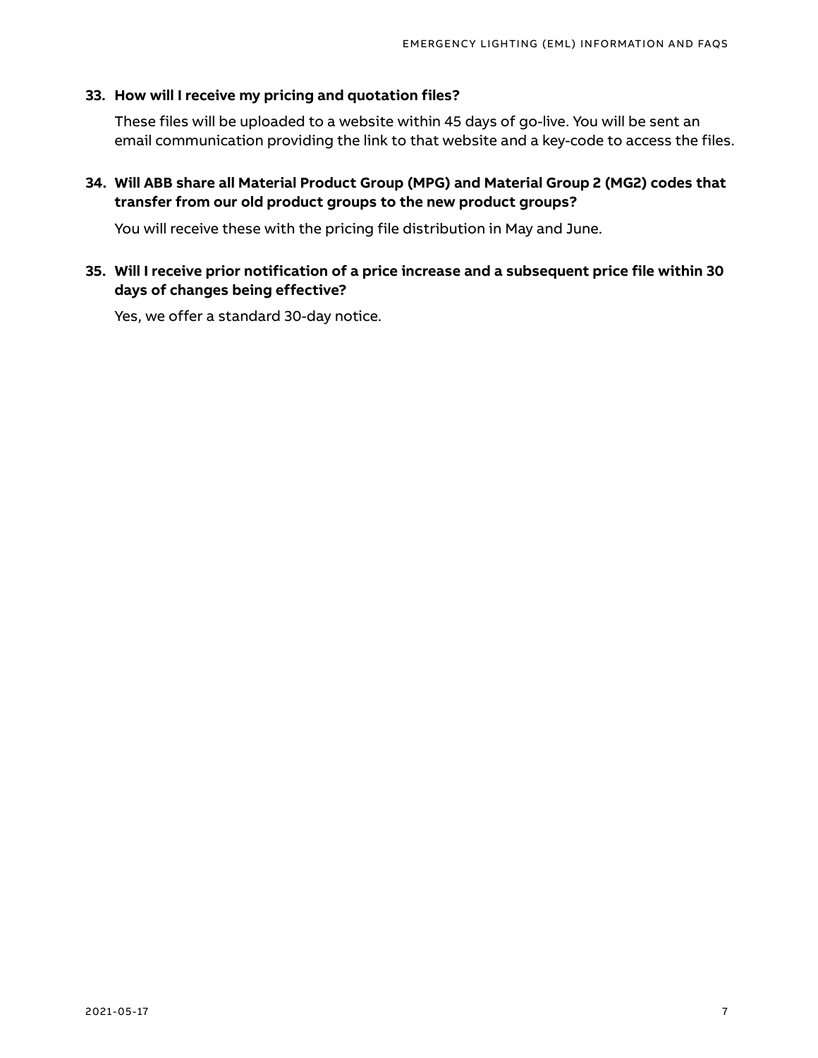**33. How will I receive my pricing and quotation files?**

These files will be uploaded to a website within 45 days of go-live. You will be sent an email communication providing the link to that website and a key-code to access the files.

**34. Will ABB share all Material Product Group (MPG) and Material Group 2 (MG2) codes that transfer from our old product groups to the new product groups?**

You will receive these with the pricing file distribution in May and June.

**35. Will I receive prior notification of a price increase and a subsequent price file within 30 days of changes being effective?**

Yes, we offer a standard 30-day notice.